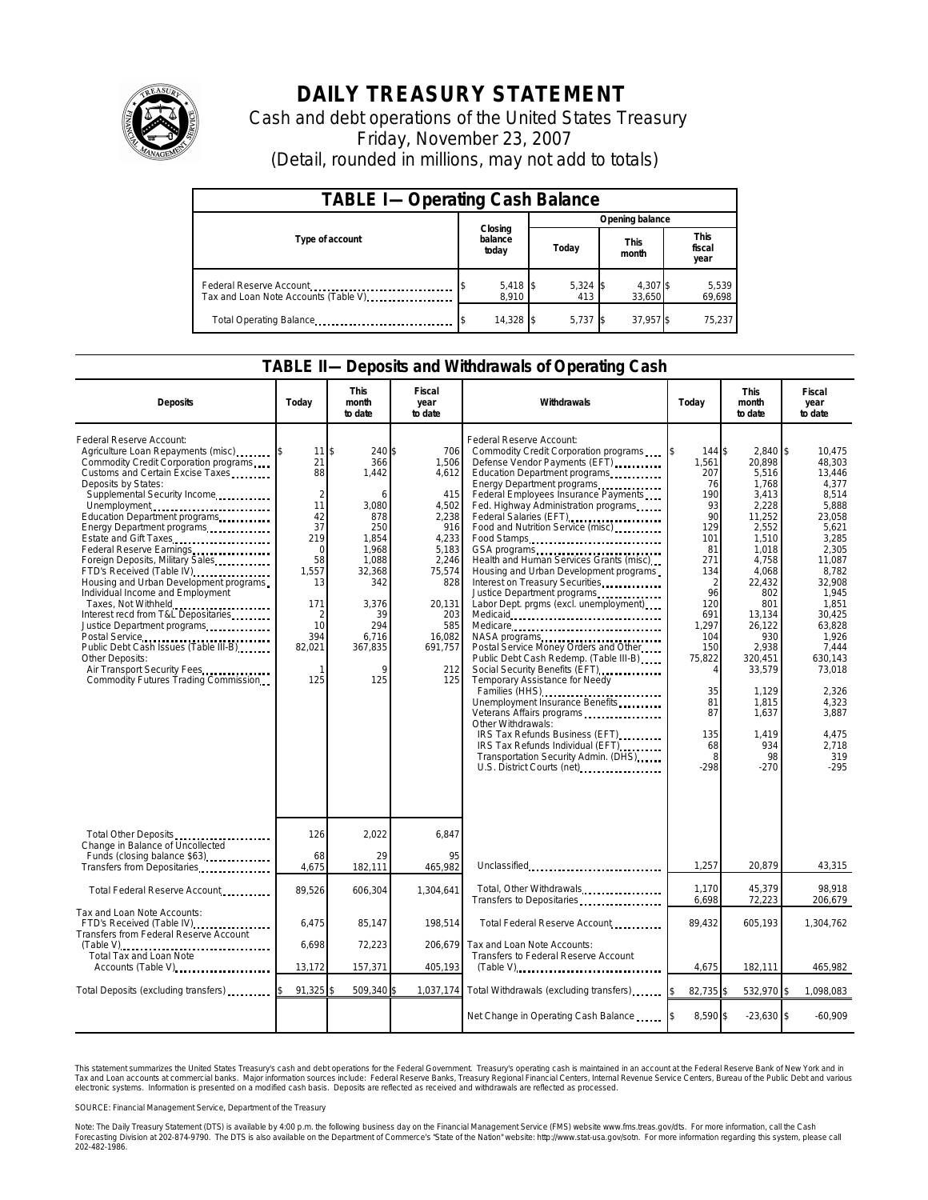# DAILY TREASURY STATEMENT

Cash and debt operations of the United States Treasury
Friday, November 23, 2007
(Detail, rounded in millions, may not add to totals)

## TABLE I—Operating Cash Balance

| Type of account | Closing balance today | Opening balance Today | Opening balance This month | Opening balance This fiscal year |
|---|---|---|---|---|
| Federal Reserve Account | $ 5,418 | $ 5,324 | $ 4,307 | $ 5,539 |
| Tax and Loan Note Accounts (Table V) | 8,910 | 413 | 33,650 | 69,698 |
| Total Operating Balance | $ 14,328 | $ 5,737 | $ 37,957 | $ 75,237 |

## TABLE II—Deposits and Withdrawals of Operating Cash

| Deposits | Today | This month to date | Fiscal year to date | Withdrawals | Today | This month to date | Fiscal year to date |
|---|---|---|---|---|---|---|---|
| Federal Reserve Account: | | | | Federal Reserve Account: | | | |
| Agriculture Loan Repayments (misc) | $ 11 | $ 240 | $ 706 | Commodity Credit Corporation programs | $ 144 | $ 2,840 | $ 10,475 |
| Commodity Credit Corporation programs | 21 | 366 | 1,506 | Defense Vendor Payments (EFT) | 1,561 | 20,898 | 48,303 |
| Customs and Certain Excise Taxes | 88 | 1,442 | 4,612 | Education Department programs | 207 | 5,516 | 13,446 |
| Deposits by States: | | | | Energy Department programs | 76 | 1,768 | 4,377 |
| Supplemental Security Income | 2 | 6 | 415 | Federal Employees Insurance Payments | 190 | 3,413 | 8,514 |
| Unemployment | 11 | 3,080 | 4,502 | Fed. Highway Administration programs | 93 | 2,228 | 5,888 |
| Education Department programs | 42 | 878 | 2,238 | Federal Salaries (EFT) | 90 | 11,252 | 23,058 |
| Energy Department programs | 37 | 250 | 916 | Food and Nutrition Service (misc) | 129 | 2,552 | 5,621 |
| Estate and Gift Taxes | 219 | 1,854 | 4,233 | Food Stamps | 101 | 1,510 | 3,285 |
| Federal Reserve Earnings | 0 | 1,968 | 5,183 | GSA programs | 81 | 1,018 | 2,305 |
| Foreign Deposits, Military Sales | 58 | 1,088 | 2,246 | Health and Human Services Grants (misc) | 271 | 4,758 | 11,087 |
| FTD's Received (Table IV) | 1,557 | 32,368 | 75,574 | Housing and Urban Development programs | 134 | 4,068 | 8,782 |
| Housing and Urban Development programs | 13 | 342 | 828 | Interest on Treasury Securities | 2 | 22,432 | 32,908 |
| Individual Income and Employment | | | | Justice Department programs | 96 | 802 | 1,945 |
| Taxes, Not Withheld | 171 | 3,376 | 20,131 | Labor Dept. prgms (excl. unemployment) | 120 | 801 | 1,851 |
| Interest recd from T&L Depositaries | 2 | 39 | 203 | Medicaid | 691 | 13,134 | 30,425 |
| Justice Department programs | 10 | 294 | 585 | Medicare | 1,297 | 26,122 | 63,828 |
| Postal Service | 394 | 6,716 | 16,082 | NASA programs | 104 | 930 | 1,926 |
| Public Debt Cash Issues (Table III-B) | 82,021 | 367,835 | 691,757 | Postal Service Money Orders and Other | 150 | 2,938 | 7,444 |
| Other Deposits: | | | | Public Debt Cash Redemp. (Table III-B) | 75,822 | 320,451 | 630,143 |
| Air Transport Security Fees | 1 | 9 | 212 | Social Security Benefits (EFT) | 4 | 33,579 | 73,018 |
| Commodity Futures Trading Commission | 125 | 125 | 125 | Temporary Assistance for Needy | | | |
| | | | | Families (HHS) | 35 | 1,129 | 2,326 |
| | | | | Unemployment Insurance Benefits | 81 | 1,815 | 4,323 |
| | | | | Veterans Affairs programs | 87 | 1,637 | 3,887 |
| | | | | Other Withdrawals: | | | |
| | | | | IRS Tax Refunds Business (EFT) | 135 | 1,419 | 4,475 |
| | | | | IRS Tax Refunds Individual (EFT) | 68 | 934 | 2,718 |
| | | | | Transportation Security Admin. (DHS) | 8 | 98 | 319 |
| | | | | U.S. District Courts (net) | -298 | -270 | -295 |
| Total Other Deposits | 126 | 2,022 | 6,847 | | | | |
| Change in Balance of Uncollected | | | | | | | |
| Funds (closing balance $63) | 68 | 29 | 95 | | | | |
| Transfers from Depositaries | 4,675 | 182,111 | 465,982 | Unclassified | 1,257 | 20,879 | 43,315 |
| Total Federal Reserve Account | 89,526 | 606,304 | 1,304,641 | Total, Other Withdrawals | 1,170 | 45,379 | 98,918 |
| | | | | Transfers to Depositaries | 6,698 | 72,223 | 206,679 |
| Tax and Loan Note Accounts: | | | | | | | |
| FTD's Received (Table IV) | 6,475 | 85,147 | 198,514 | Total Federal Reserve Account | 89,432 | 605,193 | 1,304,762 |
| Transfers from Federal Reserve Account (Table V) | 6,698 | 72,223 | 206,679 | Tax and Loan Note Accounts: | | | |
| Total Tax and Loan Note Accounts (Table V) | 13,172 | 157,371 | 405,193 | Transfers to Federal Reserve Account (Table V) | 4,675 | 182,111 | 465,982 |
| Total Deposits (excluding transfers) | $ 91,325 | $ 509,340 | $ 1,037,174 | Total Withdrawals (excluding transfers) | $ 82,735 | $ 532,970 | $ 1,098,083 |
| | | | | Net Change in Operating Cash Balance | $ 8,590 | $ -23,630 | $ -60,909 |

This statement summarizes the United States Treasury's cash and debt operations for the Federal Government. Treasury's operating cash is maintained in an account at the Federal Reserve Bank of New York and in Tax and Loan accounts at commercial banks. Major information sources include: Federal Reserve Banks, Treasury Regional Financial Centers, Internal Revenue Service Centers, Bureau of the Public Debt and various electronic systems. Information is presented on a modified cash basis. Deposits are reflected as received and withdrawals are reflected as processed.

SOURCE: Financial Management Service, Department of the Treasury

Note: The Daily Treasury Statement (DTS) is available by 4:00 p.m. the following business day on the Financial Management Service (FMS) website www.fms.treas.gov/dts. For more information, call the Cash Forecasting Division at 202-874-9790. The DTS is also available on the Department of Commerce's "State of the Nation" website: http://www.stat-usa.gov/sotn. For more information regarding this system, please call 202-482-1986.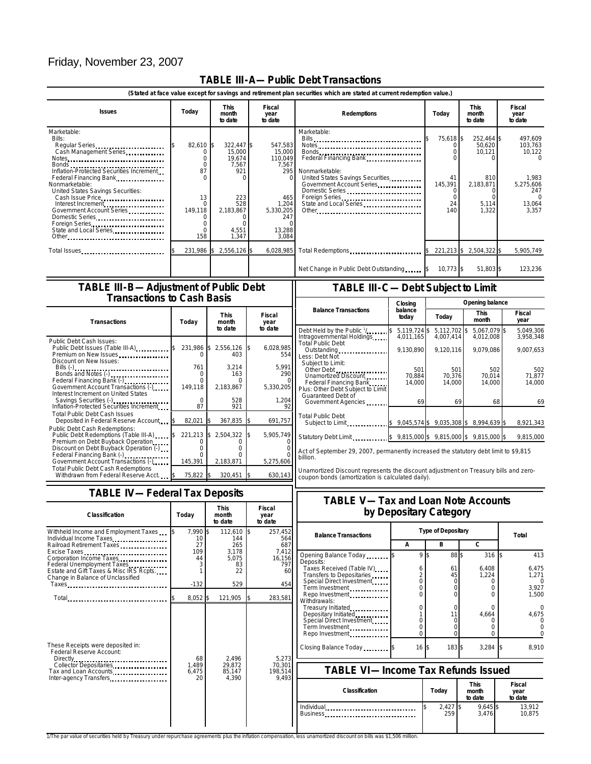Friday, November 23, 2007

## TABLE III-A— Public Debt Transactions

(Stated at face value except for savings and retirement plan securities which are stated at current redemption value.)

| Issues | Today | This month to date | Fiscal year to date | Redemptions | Today | This month to date | Fiscal year to date |
|---|---|---|---|---|---|---|---|
| Marketable: | | | | Marketable: | | | |
| Bills: | | | | Bills | $ 75,618 | $ 252,464 | $ 497,609 |
| Regular Series | $ 82,610 | $ 322,447 | $ 547,583 | Notes | 0 | 50,620 | 103,763 |
| Cash Management Series | 0 | 15,000 | 15,000 | Bonds | 0 | 10,121 | 10,122 |
| Notes | 0 | 19,674 | 110,049 | Federal Financing Bank | 0 | 0 | 0 |
| Bonds | 0 | 7,567 | 7,567 | | | | |
| Inflation-Protected Securities Increment | 87 | 921 | 295 | Nonmarketable: | | | |
| Federal Financing Bank | 0 | 0 | 0 | United States Savings Securities | 41 | 810 | 1,983 |
| Nonmarketable: | | | | Government Account Series | 145,391 | 2,183,871 | 5,275,606 |
| United States Savings Securities: | | | | Domestic Series | 0 | 0 | 247 |
| Cash Issue Price | 13 | 223 | 465 | Foreign Series | 0 | 0 | 0 |
| Interest Increment | 0 | 528 | 1,204 | State and Local Series | 24 | 5,114 | 13,064 |
| Government Account Series | 149,118 | 2,183,867 | 5,330,205 | Other | 140 | 1,322 | 3,357 |
| Domestic Series | 0 | 0 | 247 | | | | |
| Foreign Series | 0 | 0 | 0 | | | | |
| State and Local Series | 0 | 4,551 | 13,288 | | | | |
| Other | 158 | 1,347 | 3,084 | | | | |
| Total Issues | $ 231,986 | $ 2,556,126 | $ 6,028,985 | Total Redemptions | $ 221,213 | $ 2,504,322 | $ 5,905,749 |
| | | | | Net Change in Public Debt Outstanding | $ 10,773 | $ 51,803 | $ 123,236 |

## TABLE III-B— Adjustment of Public Debt Transactions to Cash Basis

| Transactions | Today | This month to date | Fiscal year to date |
|---|---|---|---|
| Public Debt Cash Issues: | | | |
| Public Debt Issues (Table III-A) | $ 231,986 | $ 2,556,126 | $ 6,028,985 |
| Premium on New Issues | 0 | 403 | 554 |
| Discount on New Issues: | | | |
| Bills (-) | 761 | 3,214 | 5,991 |
| Bonds and Notes (-) | 0 | 163 | 290 |
| Federal Financing Bank (-) | 0 | 0 | 0 |
| Government Account Transactions (-) | 149,118 | 2,183,867 | 5,330,205 |
| Interest Increment on United States Savings Securities (-) | 0 | 528 | 1,204 |
| Inflation-Protected Securities Increment | 87 | 921 | 92 |
| Total Public Debt Cash Issues Deposited in Federal Reserve Account | $ 82,021 | $ 367,835 | $ 691,757 |
| Public Debt Cash Redemptions: | | | |
| Public Debt Redemptions (Table III-A) | $ 221,213 | $ 2,504,322 | $ 5,905,749 |
| Premium on Debt Buyback Operation | 0 | 0 | 0 |
| Discount on Debt Buyback Operation (-) | 0 | 0 | 0 |
| Federal Financing Bank (-) | 0 | 0 | 0 |
| Government Account Transactions (-) | 145,391 | 2,183,871 | 5,275,606 |
| Total Public Debt Cash Redemptions Withdrawn from Federal Reserve Acct. | $ 75,822 | $ 320,451 | $ 630,143 |

## TABLE III-C— Debt Subject to Limit

| Balance Transactions | Closing balance today | Opening balance Today | Opening balance This month | Opening balance Fiscal year |
|---|---|---|---|---|
| Debt Held by the Public [1] | $ 5,119,724 | $ 5,112,702 | $ 5,067,079 | $ 5,049,306 |
| Intragovernmental Holdings | 4,011,165 | 4,007,414 | 4,012,008 | 3,958,348 |
| Total Public Debt Outstanding | 9,130,890 | 9,120,116 | 9,079,086 | 9,007,653 |
| Less: Debt Not Subject to Limit: | | | | |
| Other Debt | 501 | 501 | 502 | 502 |
| Unamortized Discount | 70,884 | 70,376 | 70,014 | 71,877 |
| Federal Financing Bank | 14,000 | 14,000 | 14,000 | 14,000 |
| Plus: Other Debt Subject to Limit Guaranteed Debt of Government Agencies | 69 | 69 | 68 | 69 |
| Total Public Debt Subject to Limit | $ 9,045,574 | $ 9,035,308 | $ 8,994,639 | $ 8,921,343 |
| Statutory Debt Limit | $ 9,815,000 | $ 9,815,000 | $ 9,815,000 | $ 9,815,000 |

Act of September 29, 2007, permanently increased the statutory debt limit to $9,815 billion.

Unamortized Discount represents the discount adjustment on Treasury bills and zero-coupon bonds (amortization is calculated daily).

## TABLE IV— Federal Tax Deposits

| Classification | Today | This month to date | Fiscal year to date |
|---|---|---|---|
| Withheld Income and Employment Taxes | $ 7,990 | $ 112,610 | $ 257,452 |
| Individual Income Taxes | 10 | 144 | 564 |
| Railroad Retirement Taxes | 27 | 265 | 687 |
| Excise Taxes | 109 | 3,178 | 7,412 |
| Corporation Income Taxes | 44 | 5,075 | 16,156 |
| Federal Unemployment Taxes | 3 | 83 | 797 |
| Estate and Gift Taxes & Misc IRS Rcpts. | 1 | 22 | 60 |
| Change in Balance of Unclassified Taxes | -132 | 529 | 454 |
| Total | $ 8,052 | $ 121,905 | $ 283,581 |
| These Receipts were deposited in: | | | |
| Federal Reserve Account: | | | |
| Directly | 68 | 2,496 | 5,273 |
| Collector Depositaries | 1,489 | 29,872 | 70,301 |
| Tax and Loan Accounts | 6,475 | 85,147 | 198,514 |
| Inter-agency Transfers | 20 | 4,390 | 9,493 |

## TABLE V— Tax and Loan Note Accounts by Depositary Category

| Balance Transactions | Type of Depositary A | B | C | Total |
|---|---|---|---|---|
| Opening Balance Today | $ 9 | $ 88 | $ 316 | $ 413 |
| Deposits: | | | | |
| Taxes Received (Table IV) | 6 | 61 | 6,408 | 6,475 |
| Transfers to Depositaries | 2 | 45 | 1,224 | 1,271 |
| Special Direct Investment | 0 | 0 | 0 | 0 |
| Term Investment | 0 | 0 | 0 | 3,927 |
| Repo Investment | 0 | 0 | 0 | 1,500 |
| Withdrawals: | | | | |
| Treasury Initiated | 0 | 0 | 0 | 0 |
| Depositary Initiated | 1 | 11 | 4,664 | 4,675 |
| Special Direct Investment | 0 | 0 | 0 | 0 |
| Term Investment | 0 | 0 | 0 | 0 |
| Repo Investment | 0 | 0 | 0 | 0 |
| Closing Balance Today | $ 16 | $ 183 | $ 3,284 | $ 8,910 |

## TABLE VI— Income Tax Refunds Issued

| Classification | Today | This month to date | Fiscal year to date |
|---|---|---|---|
| Individual | $ 2,427 | $ 9,645 | $ 13,912 |
| Business | 259 | 3,476 | 10,875 |

1/The par value of securities held by Treasury under repurchase agreements plus the inflation compensation, less unamortized discount on bills was $1,506 million.